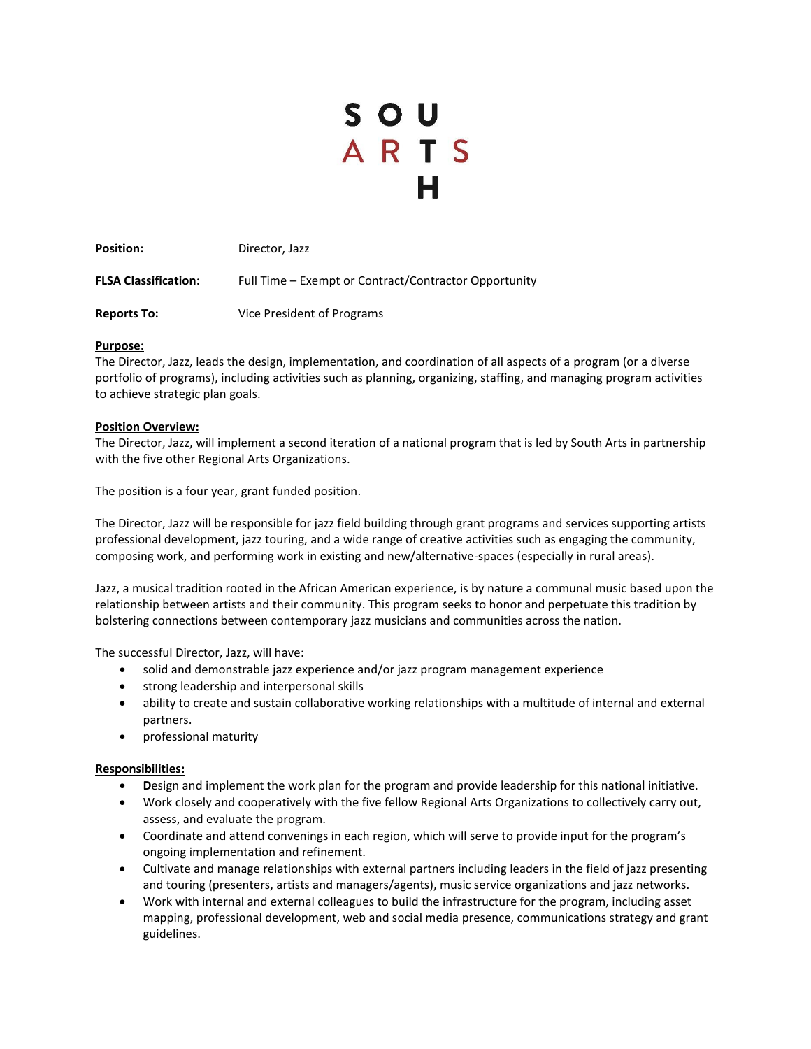**SOUTH ARTS**

| | |
|---|---|
| **Position:** | Director, Jazz |
| **FLSA Classification:** | Full Time – Exempt or Contract/Contractor Opportunity |
| **Reports To:** | Vice President of Programs |

**Purpose:**

The Director, Jazz, leads the design, implementation, and coordination of all aspects of a program (or a diverse portfolio of programs), including activities such as planning, organizing, staffing, and managing program activities to achieve strategic plan goals.

**Position Overview:**

The Director, Jazz, will implement a second iteration of a national program that is led by South Arts in partnership with the five other Regional Arts Organizations.

The position is a four year, grant funded position.

The Director, Jazz will be responsible for jazz field building through grant programs and services supporting artists professional development, jazz touring, and a wide range of creative activities such as engaging the community, composing work, and performing work in existing and new/alternative-spaces (especially in rural areas).

Jazz, a musical tradition rooted in the African American experience, is by nature a communal music based upon the relationship between artists and their community. This program seeks to honor and perpetuate this tradition by bolstering connections between contemporary jazz musicians and communities across the nation.

The successful Director, Jazz, will have:

- solid and demonstrable jazz experience and/or jazz program management experience
- strong leadership and interpersonal skills
- ability to create and sustain collaborative working relationships with a multitude of internal and external partners.
- professional maturity

**Responsibilities:**

- **D**esign and implement the work plan for the program and provide leadership for this national initiative.
- Work closely and cooperatively with the five fellow Regional Arts Organizations to collectively carry out, assess, and evaluate the program.
- Coordinate and attend convenings in each region, which will serve to provide input for the program's ongoing implementation and refinement.
- Cultivate and manage relationships with external partners including leaders in the field of jazz presenting and touring (presenters, artists and managers/agents), music service organizations and jazz networks.
- Work with internal and external colleagues to build the infrastructure for the program, including asset mapping, professional development, web and social media presence, communications strategy and grant guidelines.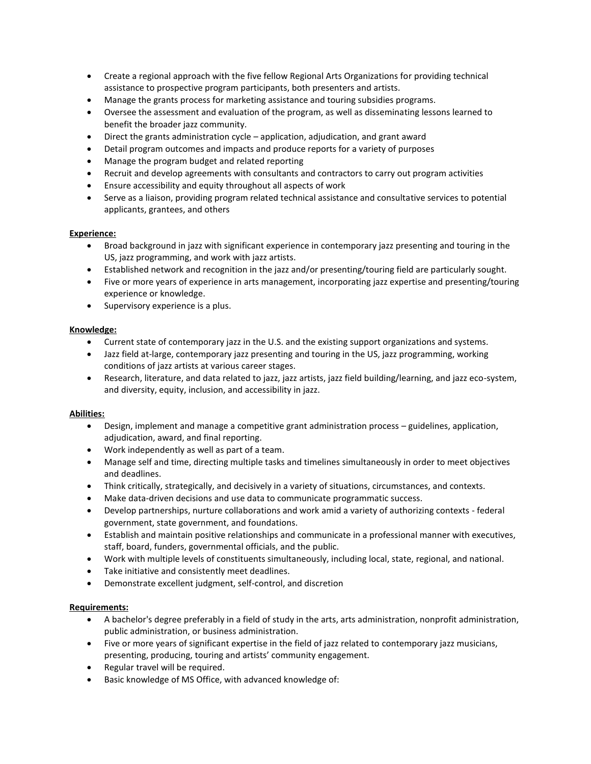- Create a regional approach with the five fellow Regional Arts Organizations for providing technical assistance to prospective program participants, both presenters and artists.
- Manage the grants process for marketing assistance and touring subsidies programs.
- Oversee the assessment and evaluation of the program, as well as disseminating lessons learned to benefit the broader jazz community.
- Direct the grants administration cycle – application, adjudication, and grant award
- Detail program outcomes and impacts and produce reports for a variety of purposes
- Manage the program budget and related reporting
- Recruit and develop agreements with consultants and contractors to carry out program activities
- Ensure accessibility and equity throughout all aspects of work
- Serve as a liaison, providing program related technical assistance and consultative services to potential applicants, grantees, and others

**Experience:**

- Broad background in jazz with significant experience in contemporary jazz presenting and touring in the US, jazz programming, and work with jazz artists.
- Established network and recognition in the jazz and/or presenting/touring field are particularly sought.
- Five or more years of experience in arts management, incorporating jazz expertise and presenting/touring experience or knowledge.
- Supervisory experience is a plus.

**Knowledge:**

- Current state of contemporary jazz in the U.S. and the existing support organizations and systems.
- Jazz field at-large, contemporary jazz presenting and touring in the US, jazz programming, working conditions of jazz artists at various career stages.
- Research, literature, and data related to jazz, jazz artists, jazz field building/learning, and jazz eco-system, and diversity, equity, inclusion, and accessibility in jazz.

**Abilities:**

- Design, implement and manage a competitive grant administration process – guidelines, application, adjudication, award, and final reporting.
- Work independently as well as part of a team.
- Manage self and time, directing multiple tasks and timelines simultaneously in order to meet objectives and deadlines.
- Think critically, strategically, and decisively in a variety of situations, circumstances, and contexts.
- Make data-driven decisions and use data to communicate programmatic success.
- Develop partnerships, nurture collaborations and work amid a variety of authorizing contexts - federal government, state government, and foundations.
- Establish and maintain positive relationships and communicate in a professional manner with executives, staff, board, funders, governmental officials, and the public.
- Work with multiple levels of constituents simultaneously, including local, state, regional, and national.
- Take initiative and consistently meet deadlines.
- Demonstrate excellent judgment, self-control, and discretion

**Requirements:**

- A bachelor's degree preferably in a field of study in the arts, arts administration, nonprofit administration, public administration, or business administration.
- Five or more years of significant expertise in the field of jazz related to contemporary jazz musicians, presenting, producing, touring and artists' community engagement.
- Regular travel will be required.
- Basic knowledge of MS Office, with advanced knowledge of: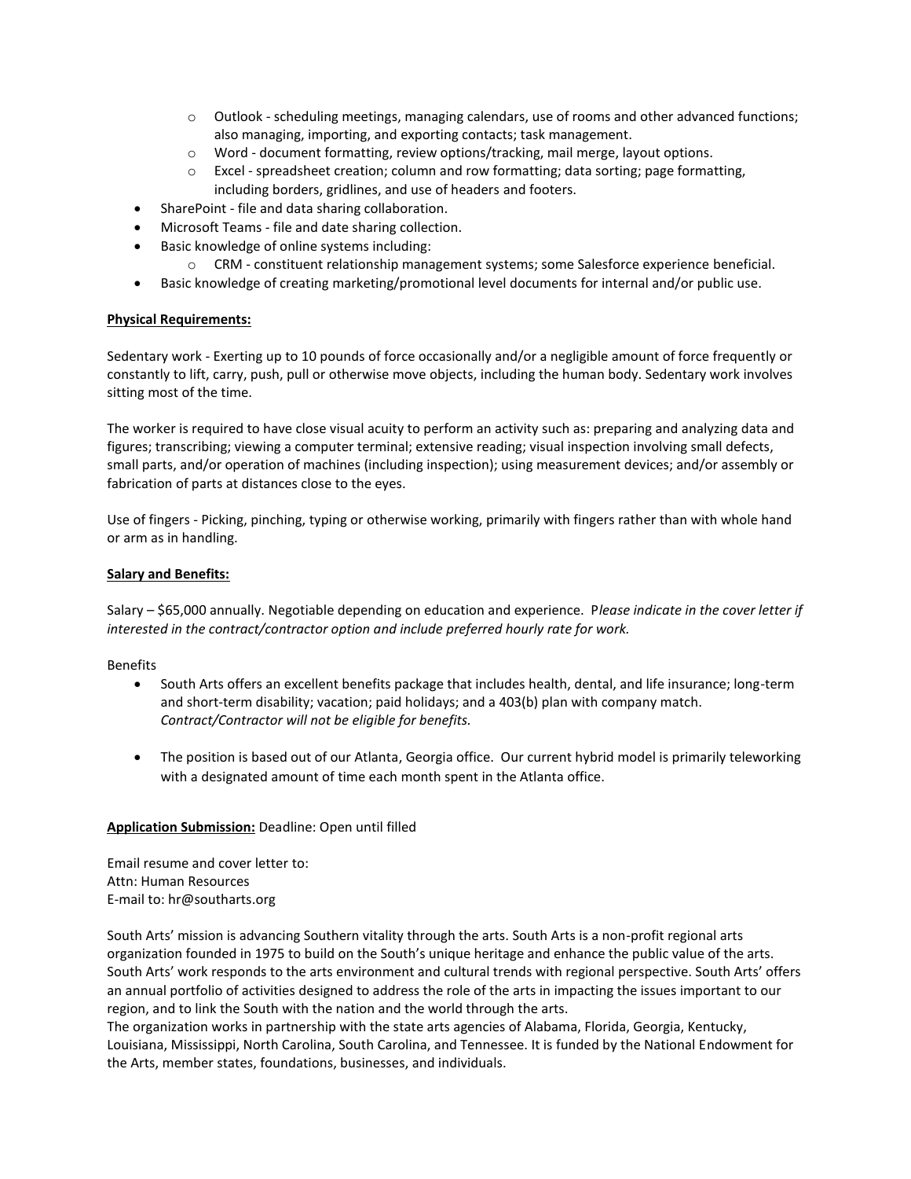- Outlook - scheduling meetings, managing calendars, use of rooms and other advanced functions; also managing, importing, and exporting contacts; task management.
  - Word - document formatting, review options/tracking, mail merge, layout options.
  - Excel - spreadsheet creation; column and row formatting; data sorting; page formatting, including borders, gridlines, and use of headers and footers.
- SharePoint - file and data sharing collaboration.
- Microsoft Teams - file and date sharing collection.
- Basic knowledge of online systems including:
  - CRM - constituent relationship management systems; some Salesforce experience beneficial.
- Basic knowledge of creating marketing/promotional level documents for internal and/or public use.

**Physical Requirements:**

Sedentary work - Exerting up to 10 pounds of force occasionally and/or a negligible amount of force frequently or constantly to lift, carry, push, pull or otherwise move objects, including the human body. Sedentary work involves sitting most of the time.

The worker is required to have close visual acuity to perform an activity such as: preparing and analyzing data and figures; transcribing; viewing a computer terminal; extensive reading; visual inspection involving small defects, small parts, and/or operation of machines (including inspection); using measurement devices; and/or assembly or fabrication of parts at distances close to the eyes.

Use of fingers - Picking, pinching, typing or otherwise working, primarily with fingers rather than with whole hand or arm as in handling.

**Salary and Benefits:**

Salary – $65,000 annually. Negotiable depending on education and experience. P*lease indicate in the cover letter if interested in the contract/contractor option and include preferred hourly rate for work.*

Benefits

- South Arts offers an excellent benefits package that includes health, dental, and life insurance; long-term and short-term disability; vacation; paid holidays; and a 403(b) plan with company match. *Contract/Contractor will not be eligible for benefits.*

- The position is based out of our Atlanta, Georgia office. Our current hybrid model is primarily teleworking with a designated amount of time each month spent in the Atlanta office.

**Application Submission:** Deadline: Open until filled

Email resume and cover letter to:
Attn: Human Resources
E-mail to: hr@southarts.org

South Arts' mission is advancing Southern vitality through the arts. South Arts is a non-profit regional arts organization founded in 1975 to build on the South's unique heritage and enhance the public value of the arts. South Arts' work responds to the arts environment and cultural trends with regional perspective. South Arts' offers an annual portfolio of activities designed to address the role of the arts in impacting the issues important to our region, and to link the South with the nation and the world through the arts.
The organization works in partnership with the state arts agencies of Alabama, Florida, Georgia, Kentucky, Louisiana, Mississippi, North Carolina, South Carolina, and Tennessee. It is funded by the National Endowment for the Arts, member states, foundations, businesses, and individuals.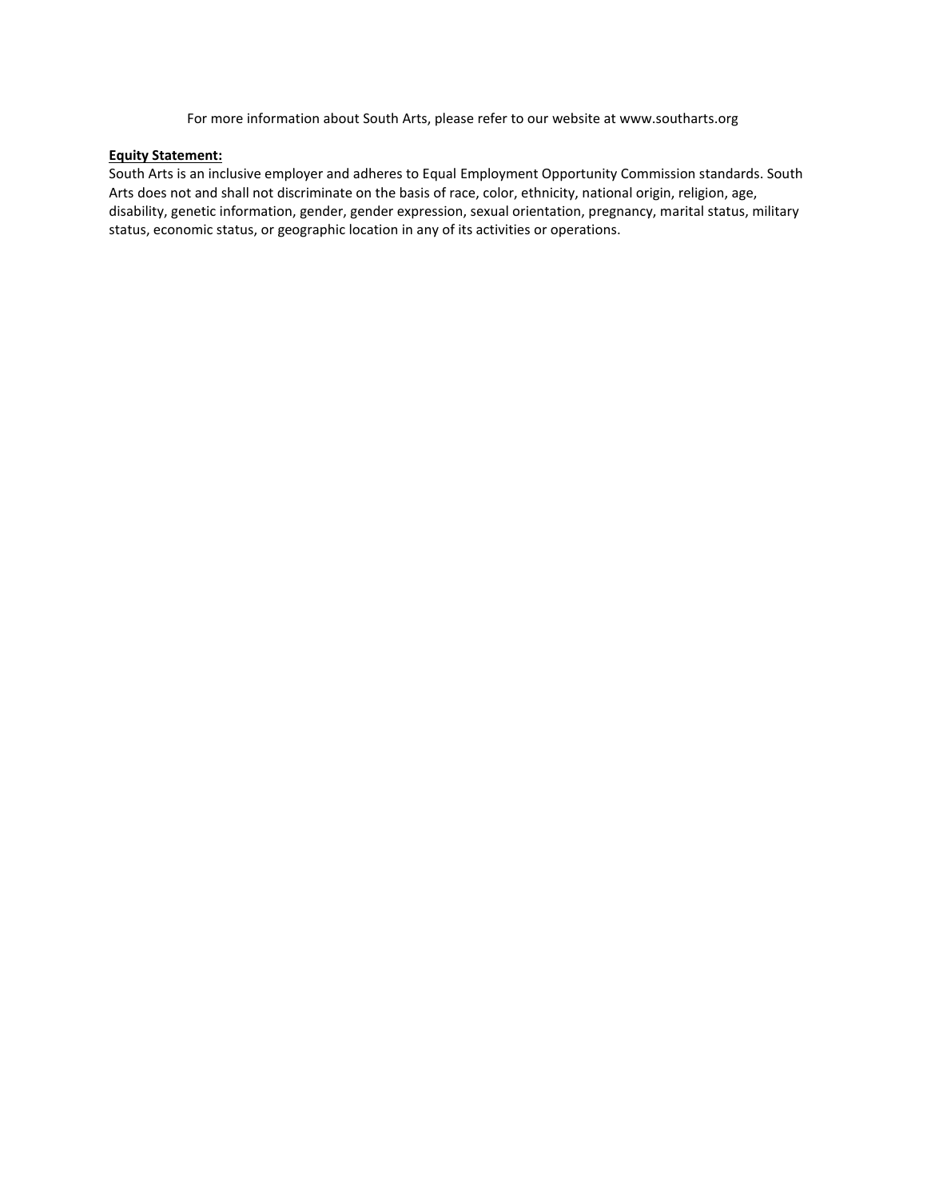For more information about South Arts, please refer to our website at www.southarts.org

**Equity Statement:**

South Arts is an inclusive employer and adheres to Equal Employment Opportunity Commission standards. South Arts does not and shall not discriminate on the basis of race, color, ethnicity, national origin, religion, age, disability, genetic information, gender, gender expression, sexual orientation, pregnancy, marital status, military status, economic status, or geographic location in any of its activities or operations.